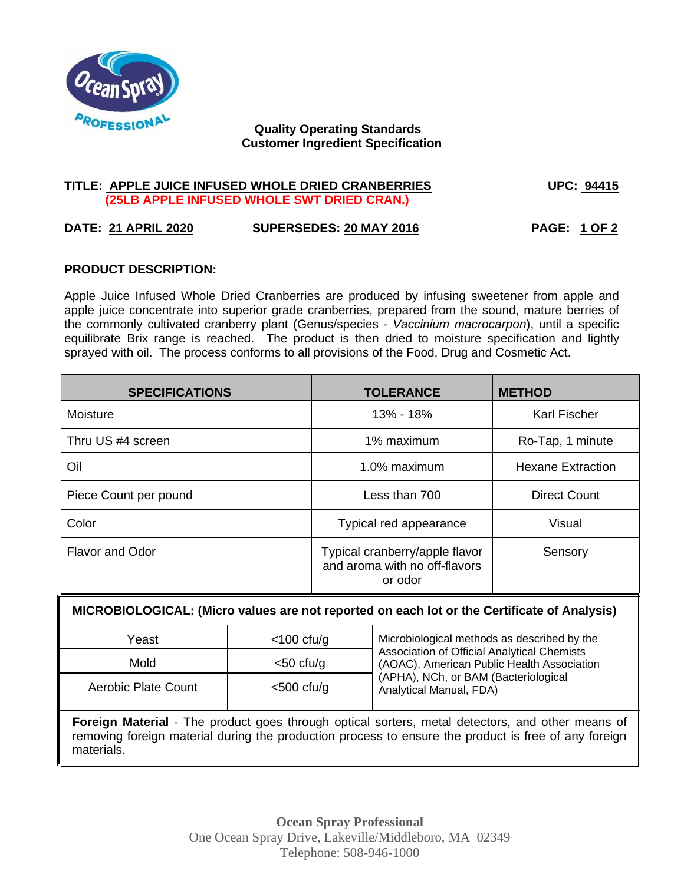**Quality Operating Standards**
**Customer Ingredient Specification**

**TITLE: APPLE JUICE INFUSED WHOLE DRIED CRANBERRIES**
**(25LB APPLE INFUSED WHOLE SWT DRIED CRAN.)**

**UPC: 94415**

**DATE: 21 APRIL 2020** **SUPERSEDES: 20 MAY 2016** **PAGE: 1 OF 2**

## PRODUCT DESCRIPTION:

Apple Juice Infused Whole Dried Cranberries are produced by infusing sweetener from apple and apple juice concentrate into superior grade cranberries, prepared from the sound, mature berries of the commonly cultivated cranberry plant (Genus/species - *Vaccinium macrocarpon*), until a specific equilibrate Brix range is reached. The product is then dried to moisture specification and lightly sprayed with oil. The process conforms to all provisions of the Food, Drug and Cosmetic Act.

| SPECIFICATIONS | TOLERANCE | METHOD |
|---|---|---|
| Moisture | 13% - 18% | Karl Fischer |
| Thru US #4 screen | 1% maximum | Ro-Tap, 1 minute |
| Oil | 1.0% maximum | Hexane Extraction |
| Piece Count per pound | Less than 700 | Direct Count |
| Color | Typical red appearance | Visual |
| Flavor and Odor | Typical cranberry/apple flavor and aroma with no off-flavors or odor | Sensory |

**MICROBIOLOGICAL: (Micro values are not reported on each lot or the Certificate of Analysis)**

| | | |
|---|---|---|
| Yeast | <100 cfu/g | Microbiological methods as described by the Association of Official Analytical Chemists (AOAC), American Public Health Association (APHA), NCh, or BAM (Bacteriological Analytical Manual, FDA) |
| Mold | <50 cfu/g | |
| Aerobic Plate Count | <500 cfu/g | |

**Foreign Material** - The product goes through optical sorters, metal detectors, and other means of removing foreign material during the production process to ensure the product is free of any foreign materials.

**Ocean Spray Professional**
One Ocean Spray Drive, Lakeville/Middleboro, MA 02349
Telephone: 508-946-1000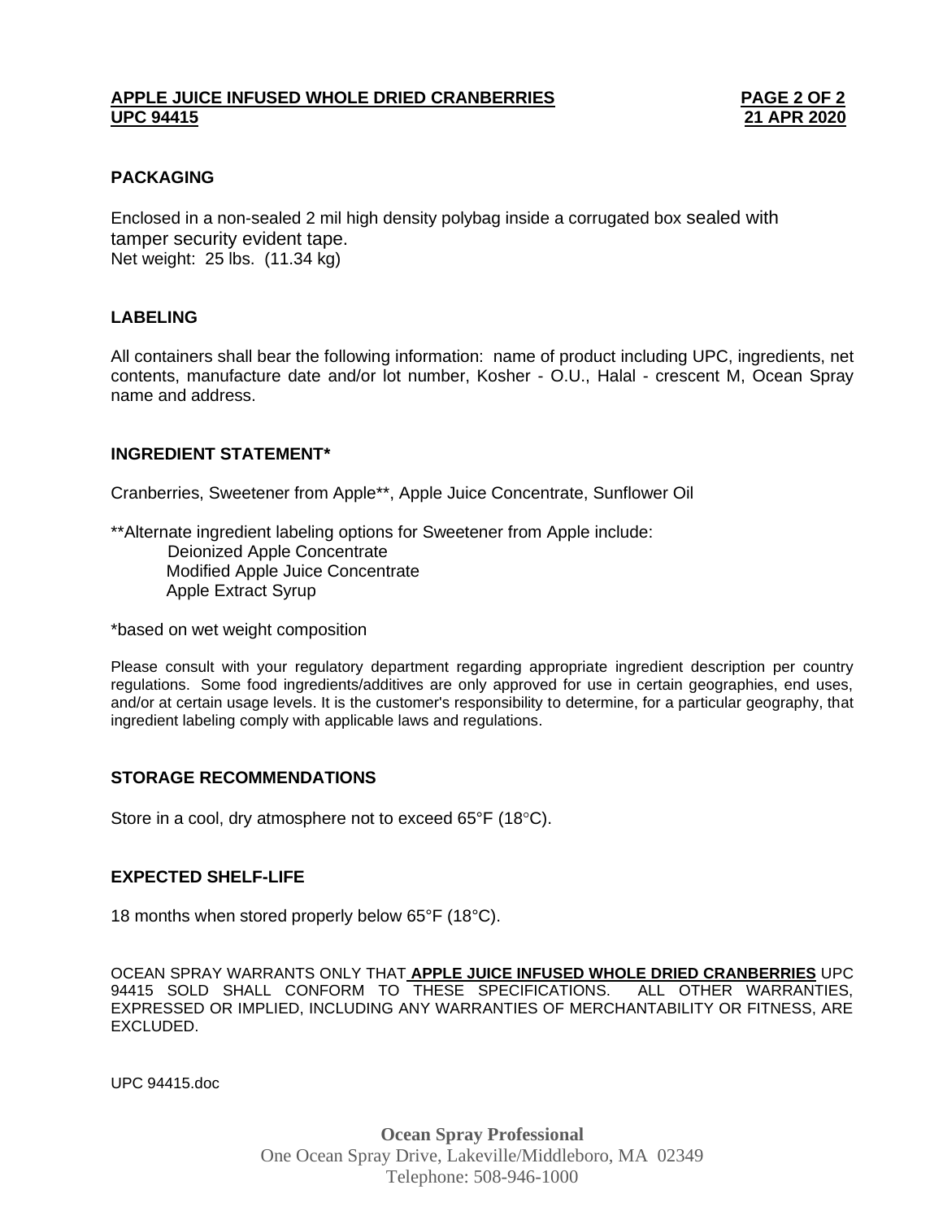## PACKAGING

Enclosed in a non-sealed 2 mil high density polybag inside a corrugated box sealed with tamper security evident tape.
Net weight: 25 lbs. (11.34 kg)

## LABELING

All containers shall bear the following information: name of product including UPC, ingredients, net contents, manufacture date and/or lot number, Kosher - O.U., Halal - crescent M, Ocean Spray name and address.

## INGREDIENT STATEMENT*

Cranberries, Sweetener from Apple**, Apple Juice Concentrate, Sunflower Oil

**Alternate ingredient labeling options for Sweetener from Apple include:
- Deionized Apple Concentrate
- Modified Apple Juice Concentrate
- Apple Extract Syrup

*based on wet weight composition

Please consult with your regulatory department regarding appropriate ingredient description per country regulations. Some food ingredients/additives are only approved for use in certain geographies, end uses, and/or at certain usage levels. It is the customer's responsibility to determine, for a particular geography, that ingredient labeling comply with applicable laws and regulations.

## STORAGE RECOMMENDATIONS

Store in a cool, dry atmosphere not to exceed 65°F (18°C).

## EXPECTED SHELF-LIFE

18 months when stored properly below 65°F (18°C).

OCEAN SPRAY WARRANTS ONLY THAT **APPLE JUICE INFUSED WHOLE DRIED CRANBERRIES** UPC 94415 SOLD SHALL CONFORM TO THESE SPECIFICATIONS. ALL OTHER WARRANTIES, EXPRESSED OR IMPLIED, INCLUDING ANY WARRANTIES OF MERCHANTABILITY OR FITNESS, ARE EXCLUDED.

UPC 94415.doc

**Ocean Spray Professional**
One Ocean Spray Drive, Lakeville/Middleboro, MA 02349
Telephone: 508-946-1000